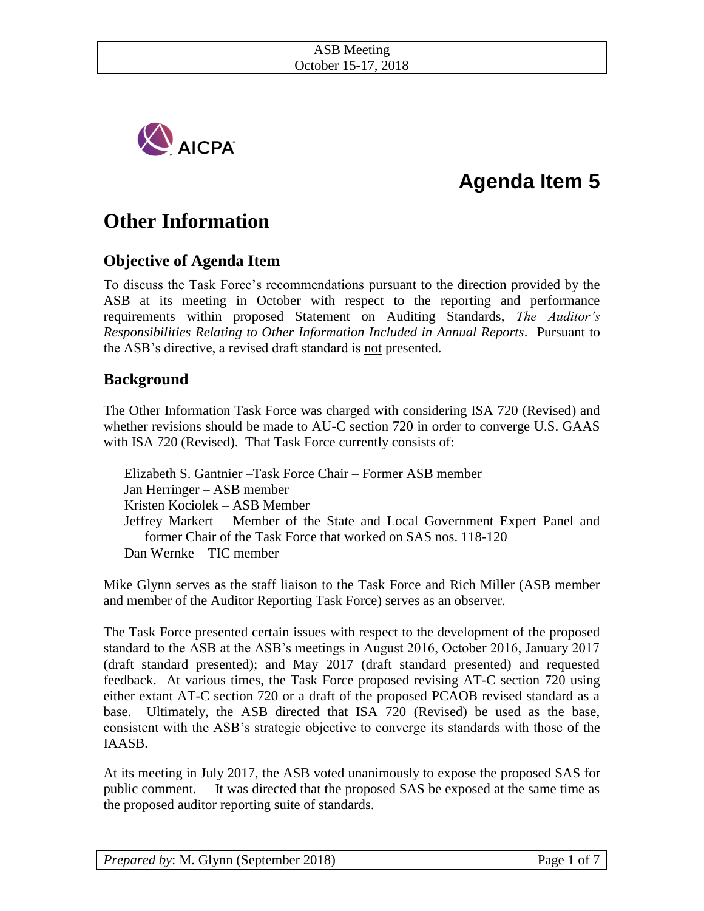# Agenda Item 5

## Other Information

### Objective of Agenda Item

To discuss the Task Force's recommendations pursuant to the direction provided by the ASB at its meeting in October with respect to the reporting and performance requirements within proposed Statement on Auditing Standards, *The Auditor's Responsibilities Relating to Other Information Included in Annual Reports*. Pursuant to the ASB's directive, a revised draft standard is not presented.

### Background

The Other Information Task Force was charged with considering ISA 720 (Revised) and whether revisions should be made to AU-C section 720 in order to converge U.S. GAAS with ISA 720 (Revised). That Task Force currently consists of:

Elizabeth S. Gantnier –Task Force Chair – Former ASB member
Jan Herringer – ASB member
Kristen Kociolek – ASB Member
Jeffrey Markert – Member of the State and Local Government Expert Panel and former Chair of the Task Force that worked on SAS nos. 118-120
Dan Wernke – TIC member

Mike Glynn serves as the staff liaison to the Task Force and Rich Miller (ASB member and member of the Auditor Reporting Task Force) serves as an observer.

The Task Force presented certain issues with respect to the development of the proposed standard to the ASB at the ASB's meetings in August 2016, October 2016, January 2017 (draft standard presented); and May 2017 (draft standard presented) and requested feedback. At various times, the Task Force proposed revising AT-C section 720 using either extant AT-C section 720 or a draft of the proposed PCAOB revised standard as a base. Ultimately, the ASB directed that ISA 720 (Revised) be used as the base, consistent with the ASB's strategic objective to converge its standards with those of the IAASB.

At its meeting in July 2017, the ASB voted unanimously to expose the proposed SAS for public comment. It was directed that the proposed SAS be exposed at the same time as the proposed auditor reporting suite of standards.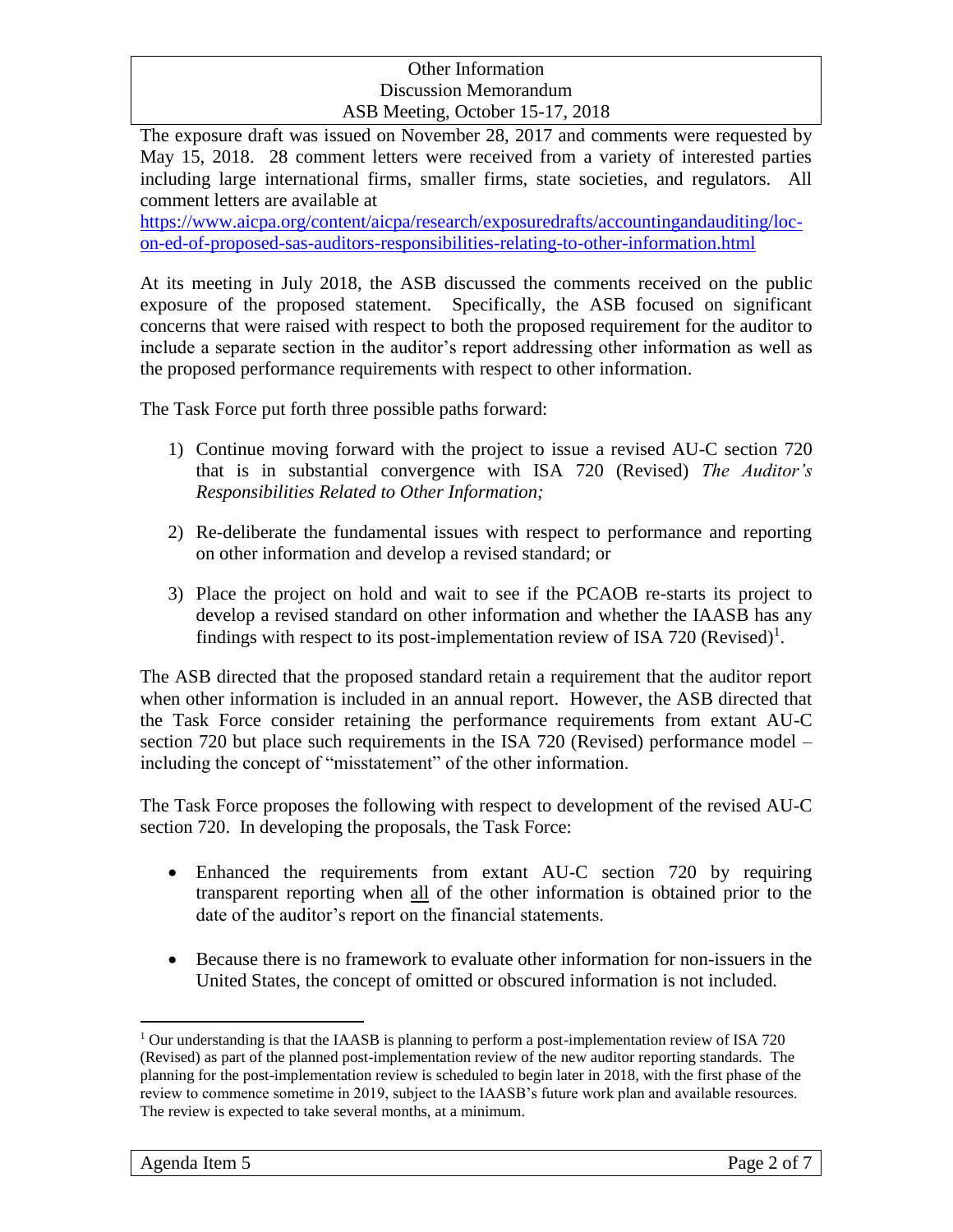The exposure draft was issued on November 28, 2017 and comments were requested by May 15, 2018. 28 comment letters were received from a variety of interested parties including large international firms, smaller firms, state societies, and regulators. All comment letters are available at
https://www.aicpa.org/content/aicpa/research/exposuredrafts/accountingandauditing/loc-on-ed-of-proposed-sas-auditors-responsibilities-relating-to-other-information.html

At its meeting in July 2018, the ASB discussed the comments received on the public exposure of the proposed statement. Specifically, the ASB focused on significant concerns that were raised with respect to both the proposed requirement for the auditor to include a separate section in the auditor's report addressing other information as well as the proposed performance requirements with respect to other information.

The Task Force put forth three possible paths forward:

1) Continue moving forward with the project to issue a revised AU-C section 720 that is in substantial convergence with ISA 720 (Revised) *The Auditor's Responsibilities Related to Other Information;*

2) Re-deliberate the fundamental issues with respect to performance and reporting on other information and develop a revised standard; or

3) Place the project on hold and wait to see if the PCAOB re-starts its project to develop a revised standard on other information and whether the IAASB has any findings with respect to its post-implementation review of ISA 720 (Revised)[1].

The ASB directed that the proposed standard retain a requirement that the auditor report when other information is included in an annual report. However, the ASB directed that the Task Force consider retaining the performance requirements from extant AU-C section 720 but place such requirements in the ISA 720 (Revised) performance model – including the concept of "misstatement" of the other information.

The Task Force proposes the following with respect to development of the revised AU-C section 720. In developing the proposals, the Task Force:

- Enhanced the requirements from extant AU-C section 720 by requiring transparent reporting when <u>all</u> of the other information is obtained prior to the date of the auditor's report on the financial statements.

- Because there is no framework to evaluate other information for non-issuers in the United States, the concept of omitted or obscured information is not included.

---

[1] Our understanding is that the IAASB is planning to perform a post-implementation review of ISA 720 (Revised) as part of the planned post-implementation review of the new auditor reporting standards. The planning for the post-implementation review is scheduled to begin later in 2018, with the first phase of the review to commence sometime in 2019, subject to the IAASB's future work plan and available resources. The review is expected to take several months, at a minimum.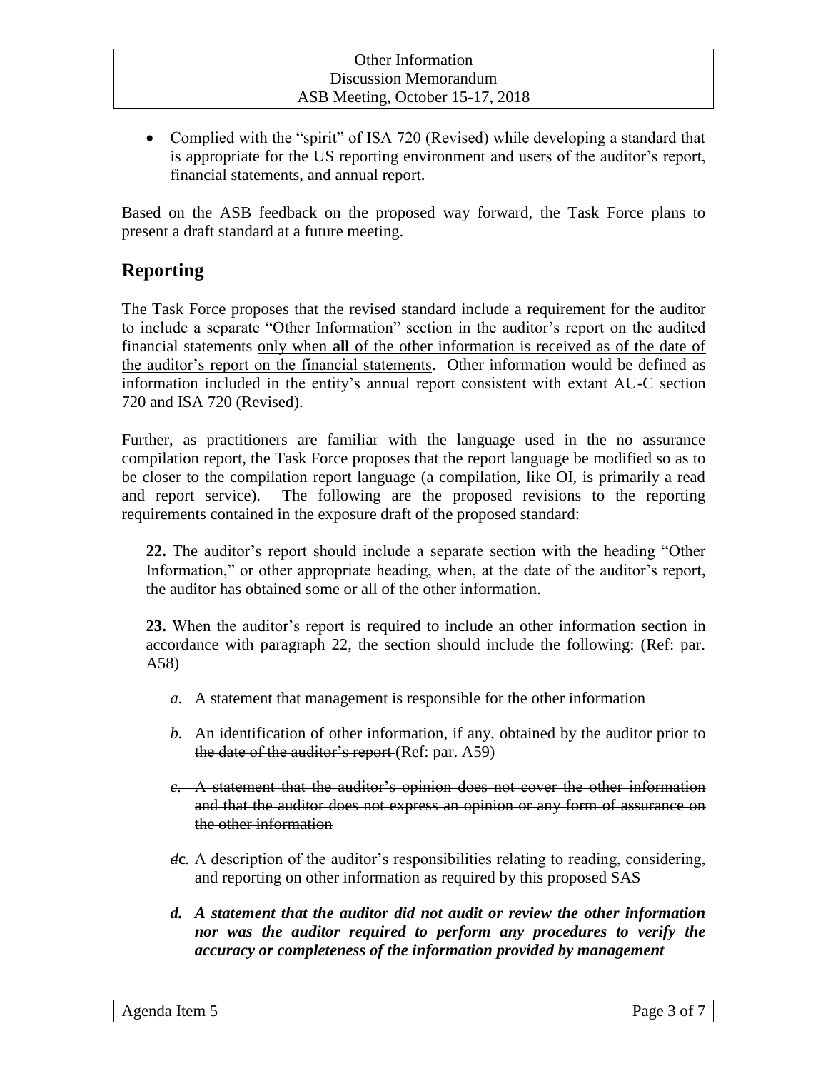- Complied with the "spirit" of ISA 720 (Revised) while developing a standard that is appropriate for the US reporting environment and users of the auditor's report, financial statements, and annual report.

Based on the ASB feedback on the proposed way forward, the Task Force plans to present a draft standard at a future meeting.

## Reporting

The Task Force proposes that the revised standard include a requirement for the auditor to include a separate "Other Information" section in the auditor's report on the audited financial statements <u>only when **all** of the other information is received as of the date of the auditor's report on the financial statements</u>. Other information would be defined as information included in the entity's annual report consistent with extant AU-C section 720 and ISA 720 (Revised).

Further, as practitioners are familiar with the language used in the no assurance compilation report, the Task Force proposes that the report language be modified so as to be closer to the compilation report language (a compilation, like OI, is primarily a read and report service). The following are the proposed revisions to the reporting requirements contained in the exposure draft of the proposed standard:

**22.** The auditor's report should include a separate section with the heading "Other Information," or other appropriate heading, when, at the date of the auditor's report, the auditor has obtained ~~some or~~ all of the other information.

**23.** When the auditor's report is required to include an other information section in accordance with paragraph 22, the section should include the following: (Ref: par. A58)

- *a*. A statement that management is responsible for the other information
- *b*. An identification of other information~~, if any, obtained by the auditor prior to the date of the auditor's report~~ (Ref: par. A59)
- ~~*c*. A statement that the auditor's opinion does not cover the other information and that the auditor does not express an opinion or any form of assurance on the other information~~
- ~~*d*~~**c**. A description of the auditor's responsibilities relating to reading, considering, and reporting on other information as required by this proposed SAS
- ***d. A statement that the auditor did not audit or review the other information nor was the auditor required to perform any procedures to verify the accuracy or completeness of the information provided by management***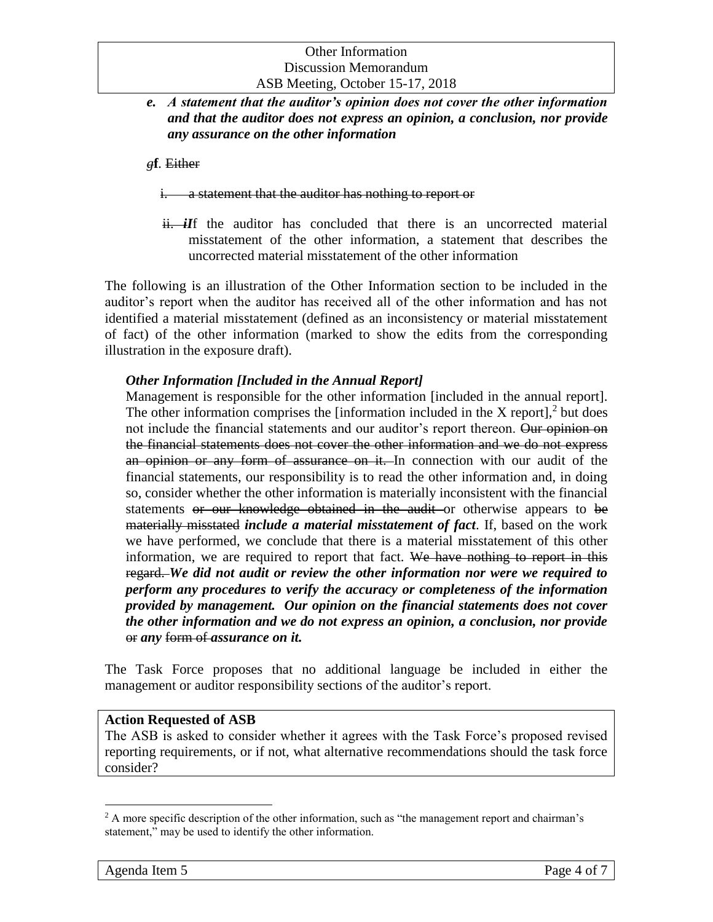*e. **A statement that the auditor's opinion does not cover the other information and that the auditor does not express an opinion, a conclusion, nor provide any assurance on the other information***

~~g~~**f**. ~~Either~~

~~i. a statement that the auditor has nothing to report or~~

~~ii.~~ ***I***f the auditor has concluded that there is an uncorrected material misstatement of the other information, a statement that describes the uncorrected material misstatement of the other information

The following is an illustration of the Other Information section to be included in the auditor's report when the auditor has received all of the other information and has not identified a material misstatement (defined as an inconsistency or material misstatement of fact) of the other information (marked to show the edits from the corresponding illustration in the exposure draft).

***Other Information [Included in the Annual Report]***

Management is responsible for the other information [included in the annual report]. The other information comprises the [information included in the X report],[2] but does not include the financial statements and our auditor's report thereon. ~~Our opinion on the financial statements does not cover the other information and we do not express an opinion or any form of assurance on it.~~ In connection with our audit of the financial statements, our responsibility is to read the other information and, in doing so, consider whether the other information is materially inconsistent with the financial statements ~~or our knowledge obtained in the audit~~ or otherwise appears to ~~be materially misstated~~ ***include a material misstatement of fact***. If, based on the work we have performed, we conclude that there is a material misstatement of this other information, we are required to report that fact. ~~We have nothing to report in this regard.~~ ***We did not audit or review the other information nor were we required to perform any procedures to verify the accuracy or completeness of the information provided by management. Our opinion on the financial statements does not cover the other information and we do not express an opinion, a conclusion, nor provide*** ~~or~~ ***any*** ~~form of~~ ***assurance on it.***

The Task Force proposes that no additional language be included in either the management or auditor responsibility sections of the auditor's report.

**Action Requested of ASB**

The ASB is asked to consider whether it agrees with the Task Force's proposed revised reporting requirements, or if not, what alternative recommendations should the task force consider?

---

[2] A more specific description of the other information, such as "the management report and chairman's statement," may be used to identify the other information.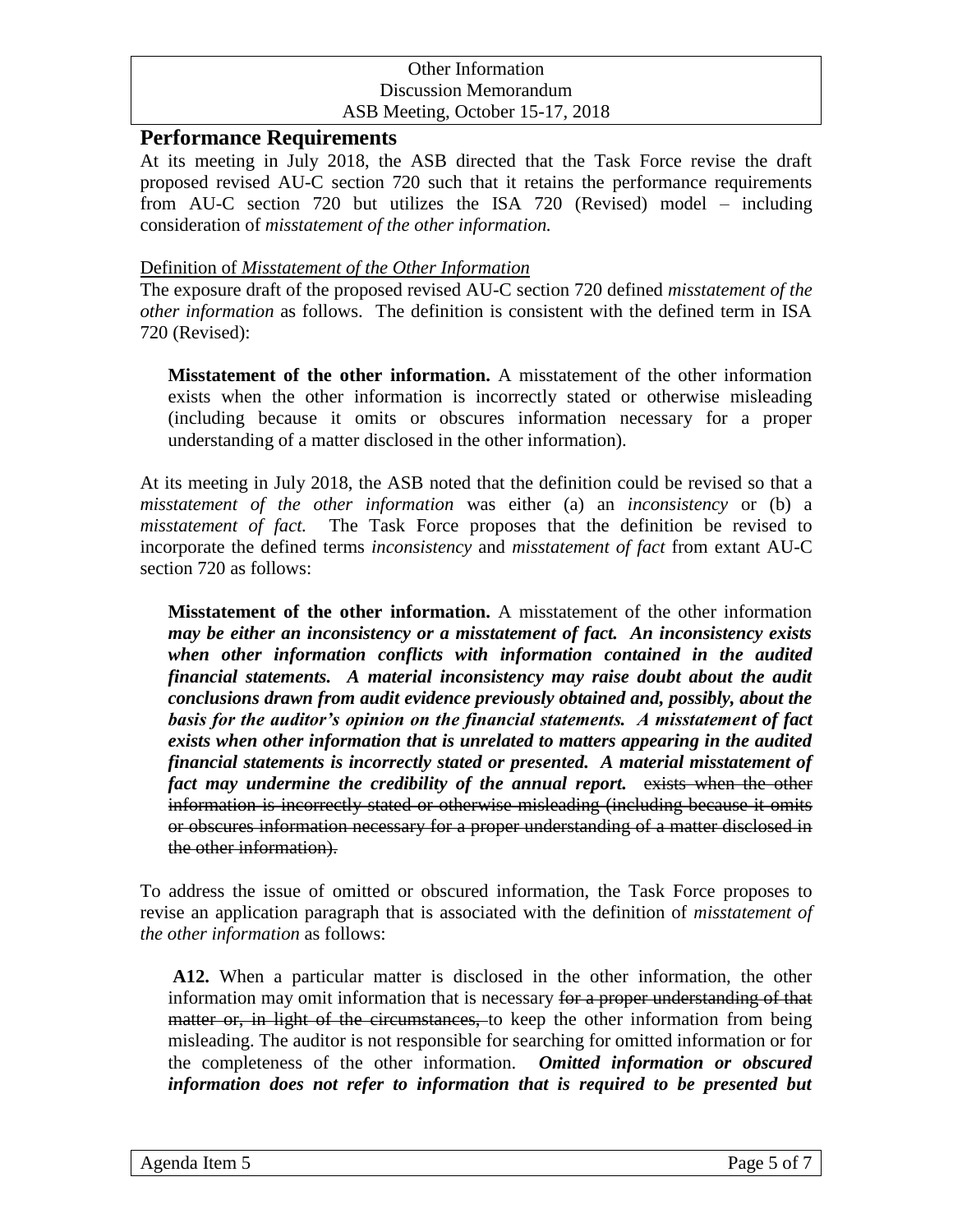## Performance Requirements

At its meeting in July 2018, the ASB directed that the Task Force revise the draft proposed revised AU-C section 720 such that it retains the performance requirements from AU-C section 720 but utilizes the ISA 720 (Revised) model – including consideration of *misstatement of the other information.*

<u>Definition of *Misstatement of the Other Information*</u>

The exposure draft of the proposed revised AU-C section 720 defined *misstatement of the other information* as follows. The definition is consistent with the defined term in ISA 720 (Revised):

> **Misstatement of the other information.** A misstatement of the other information exists when the other information is incorrectly stated or otherwise misleading (including because it omits or obscures information necessary for a proper understanding of a matter disclosed in the other information).

At its meeting in July 2018, the ASB noted that the definition could be revised so that a *misstatement of the other information* was either (a) an *inconsistency* or (b) a *misstatement of fact.* The Task Force proposes that the definition be revised to incorporate the defined terms *inconsistency* and *misstatement of fact* from extant AU-C section 720 as follows:

> **Misstatement of the other information.** A misstatement of the other information ***may be either an inconsistency or a misstatement of fact. An inconsistency exists when other information conflicts with information contained in the audited financial statements. A material inconsistency may raise doubt about the audit conclusions drawn from audit evidence previously obtained and, possibly, about the basis for the auditor's opinion on the financial statements. A misstatement of fact exists when other information that is unrelated to matters appearing in the audited financial statements is incorrectly stated or presented. A material misstatement of fact may undermine the credibility of the annual report.*** ~~exists when the other information is incorrectly stated or otherwise misleading (including because it omits or obscures information necessary for a proper understanding of a matter disclosed in the other information).~~

To address the issue of omitted or obscured information, the Task Force proposes to revise an application paragraph that is associated with the definition of *misstatement of the other information* as follows:

> **A12.** When a particular matter is disclosed in the other information, the other information may omit information that is necessary ~~for a proper understanding of that matter or, in light of the circumstances,~~ to keep the other information from being misleading. The auditor is not responsible for searching for omitted information or for the completeness of the other information. ***Omitted information or obscured information does not refer to information that is required to be presented but***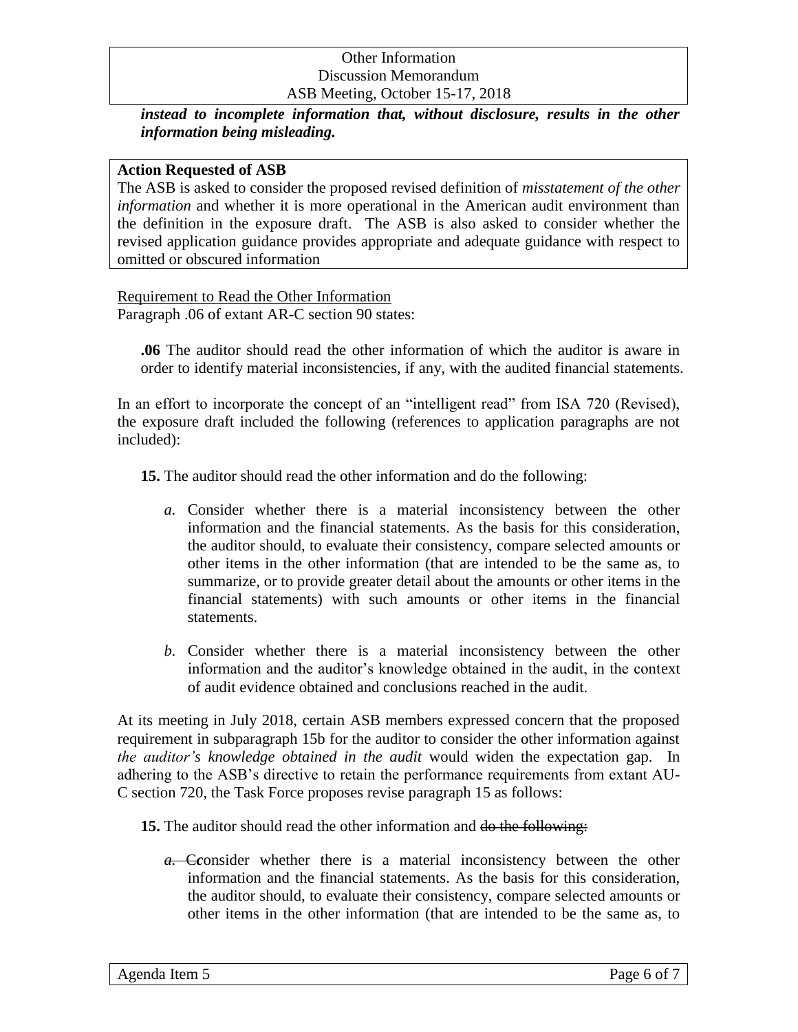***instead to incomplete information that, without disclosure, results in the other information being misleading.***

**Action Requested of ASB**
The ASB is asked to consider the proposed revised definition of *misstatement of the other information* and whether it is more operational in the American audit environment than the definition in the exposure draft. The ASB is also asked to consider whether the revised application guidance provides appropriate and adequate guidance with respect to omitted or obscured information

Requirement to Read the Other Information
Paragraph .06 of extant AR-C section 90 states:

> **.06** The auditor should read the other information of which the auditor is aware in order to identify material inconsistencies, if any, with the audited financial statements.

In an effort to incorporate the concept of an "intelligent read" from ISA 720 (Revised), the exposure draft included the following (references to application paragraphs are not included):

> **15.** The auditor should read the other information and do the following:
>
> *a.* Consider whether there is a material inconsistency between the other information and the financial statements. As the basis for this consideration, the auditor should, to evaluate their consistency, compare selected amounts or other items in the other information (that are intended to be the same as, to summarize, or to provide greater detail about the amounts or other items in the financial statements) with such amounts or other items in the financial statements.
>
> *b.* Consider whether there is a material inconsistency between the other information and the auditor's knowledge obtained in the audit, in the context of audit evidence obtained and conclusions reached in the audit.

At its meeting in July 2018, certain ASB members expressed concern that the proposed requirement in subparagraph 15b for the auditor to consider the other information against *the auditor's knowledge obtained in the audit* would widen the expectation gap. In adhering to the ASB's directive to retain the performance requirements from extant AU-C section 720, the Task Force proposes revise paragraph 15 as follows:

> **15.** The auditor should read the other information and ~~do the following:~~
>
> ~~*a.* C~~consider whether there is a material inconsistency between the other information and the financial statements. As the basis for this consideration, the auditor should, to evaluate their consistency, compare selected amounts or other items in the other information (that are intended to be the same as, to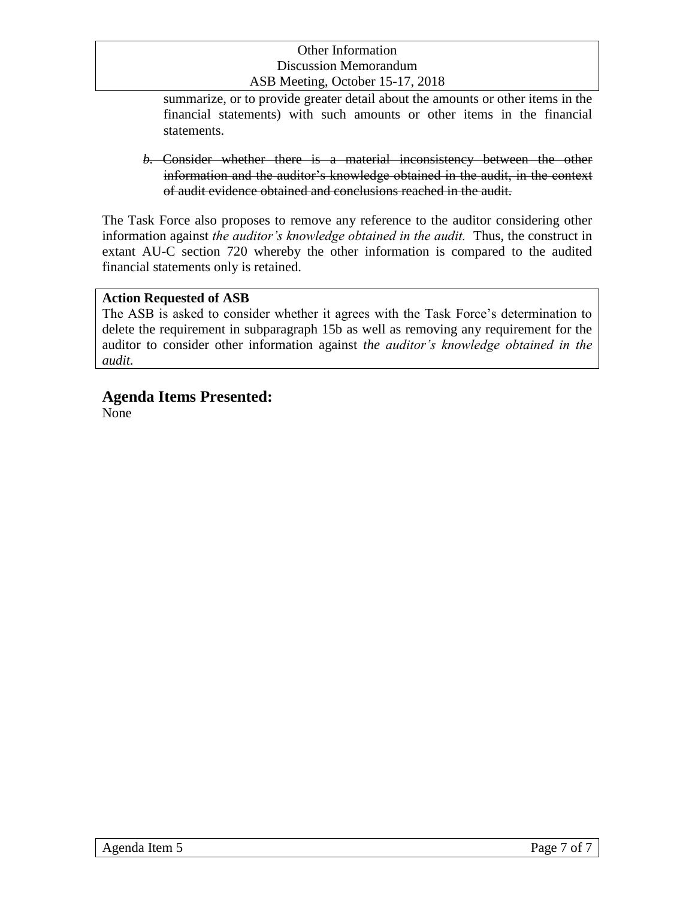summarize, or to provide greater detail about the amounts or other items in the financial statements) with such amounts or other items in the financial statements.

*b*. ~~Consider whether there is a material inconsistency between the other information and the auditor's knowledge obtained in the audit, in the context of audit evidence obtained and conclusions reached in the audit.~~

The Task Force also proposes to remove any reference to the auditor considering other information against *the auditor's knowledge obtained in the audit.* Thus, the construct in extant AU-C section 720 whereby the other information is compared to the audited financial statements only is retained.

**Action Requested of ASB**

The ASB is asked to consider whether it agrees with the Task Force's determination to delete the requirement in subparagraph 15b as well as removing any requirement for the auditor to consider other information against *the auditor's knowledge obtained in the audit.*

## Agenda Items Presented:

None